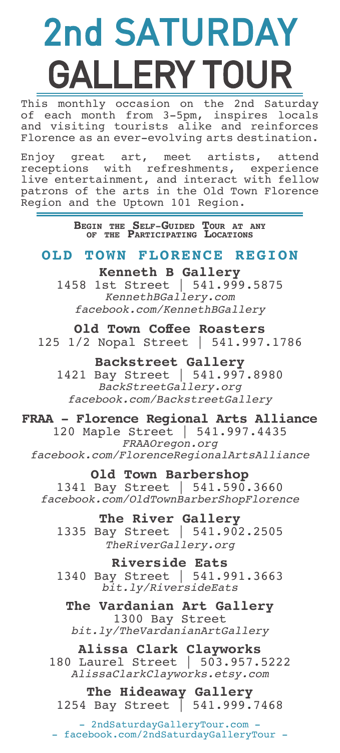# 2nd SATURDAY GALLERY TOUR

This monthly occasion on the 2nd Saturday of each month from 3-5pm, inspires locals and visiting tourists alike and reinforces Florence as an ever-evolving arts destination.

Enjoy great art, meet artists, attend receptions with refreshments, experience live entertainment, and interact with fellow patrons of the arts in the Old Town Florence Region and the Uptown 101 Region.

**Begin the Self-Guided Tour at any of the Participating Locations**

## OLD TOWN FLORENCE REGION

**Kenneth B Gallery**
1458 1st Street | 541.999.5875
*KennethBGallery.com*
*facebook.com/KennethBGallery*

**Old Town Coffee Roasters**
125 1/2 Nopal Street | 541.997.1786

**Backstreet Gallery**
1421 Bay Street | 541.997.8980
*BackStreetGallery.org*
*facebook.com/BackstreetGallery*

**FRAA - Florence Regional Arts Alliance**
120 Maple Street | 541.997.4435
*FRAAOregon.org*
*facebook.com/FlorenceRegionalArtsAlliance*

**Old Town Barbershop**
1341 Bay Street | 541.590.3660
*facebook.com/OldTownBarberShopFlorence*

**The River Gallery**
1335 Bay Street | 541.902.2505
*TheRiverGallery.org*

**Riverside Eats**
1340 Bay Street | 541.991.3663
*bit.ly/RiversideEats*

**The Vardanian Art Gallery**
1300 Bay Street
*bit.ly/TheVardanianArtGallery*

**Alissa Clark Clayworks**
180 Laurel Street | 503.957.5222
*AlissaClarkClayworks.etsy.com*

**The Hideaway Gallery**
1254 Bay Street | 541.999.7468

- 2ndSaturdayGalleryTour.com -
- facebook.com/2ndSaturdayGalleryTour -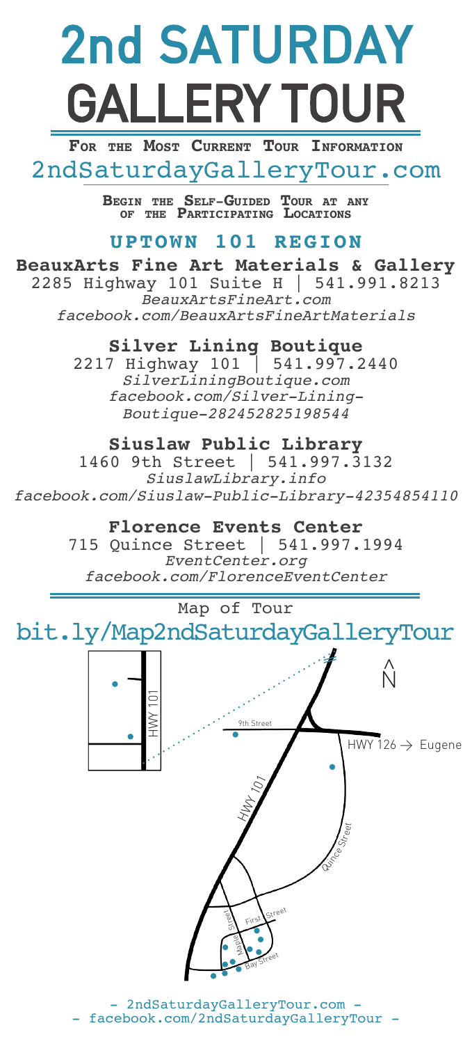# 2nd SATURDAY GALLERY TOUR

**For the Most Current Tour Information**

2ndSaturdayGalleryTour.com

**Begin the Self-Guided Tour at any of the Participating Locations**

## UPTOWN 101 REGION

**BeauxArts Fine Art Materials & Gallery**
2285 Highway 101 Suite H | 541.991.8213
*BeauxArtsFineArt.com*
*facebook.com/BeauxArtsFineArtMaterials*

**Silver Lining Boutique**
2217 Highway 101 | 541.997.2440
*SilverLiningBoutique.com*
*facebook.com/Silver-Lining-Boutique-282452825198544*

**Siuslaw Public Library**
1460 9th Street | 541.997.3132
*SiuslawLibrary.info*
*facebook.com/Siuslaw-Public-Library-42354854110*

**Florence Events Center**
715 Quince Street | 541.997.1994
*EventCenter.org*
*facebook.com/FlorenceEventCenter*

Map of Tour

bit.ly/Map2ndSaturdayGalleryTour

HWY 101

N

9th Street

HWY 126 → Eugene

HWY 101

Quince Street

Maple Street

First Street

Bay Street

- 2ndSaturdayGalleryTour.com -
- facebook.com/2ndSaturdayGalleryTour -